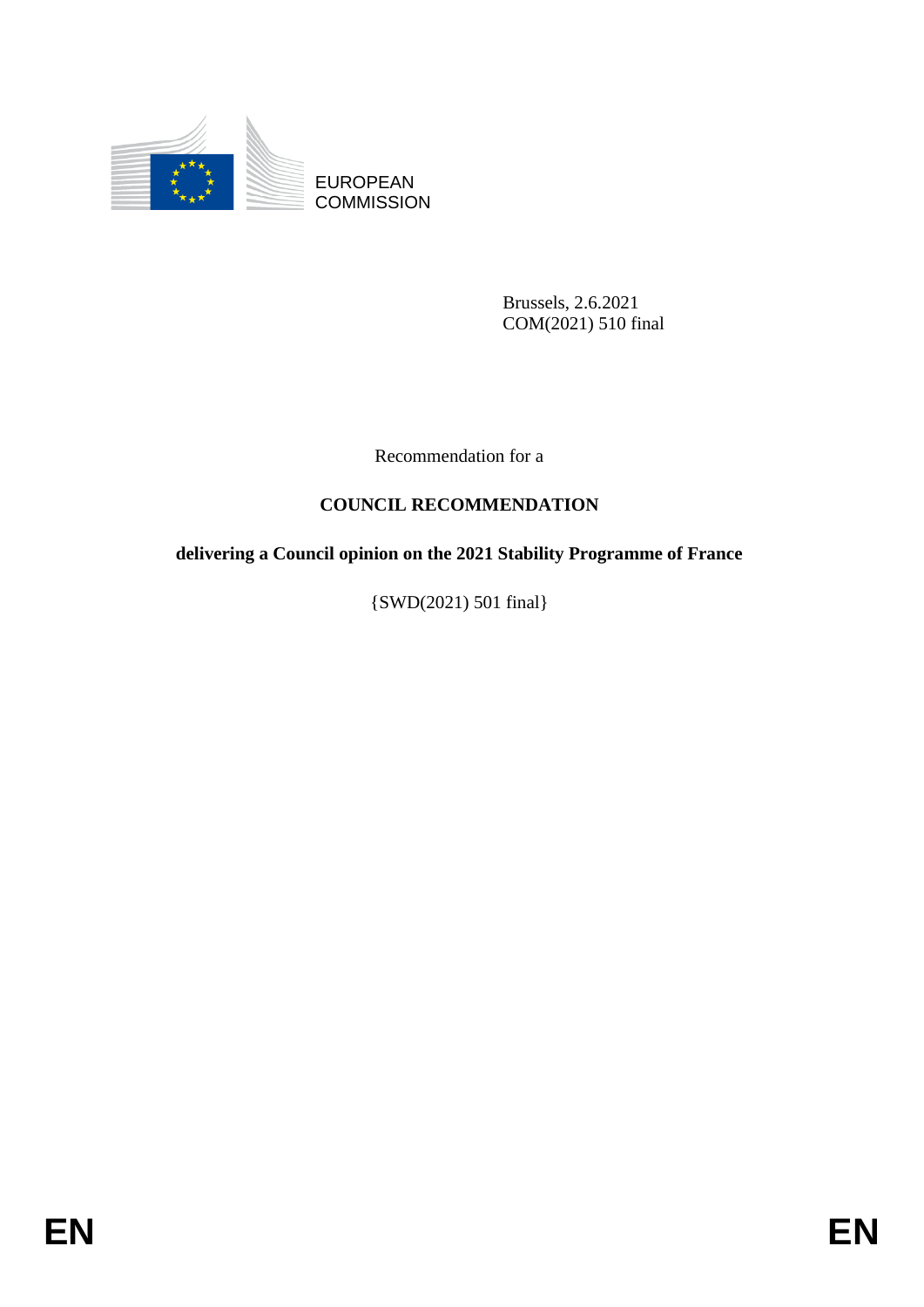EUROPEAN COMMISSION

Brussels, 2.6.2021
COM(2021) 510 final

Recommendation for a

# COUNCIL RECOMMENDATION

## delivering a Council opinion on the 2021 Stability Programme of France

{SWD(2021) 501 final}

EN EN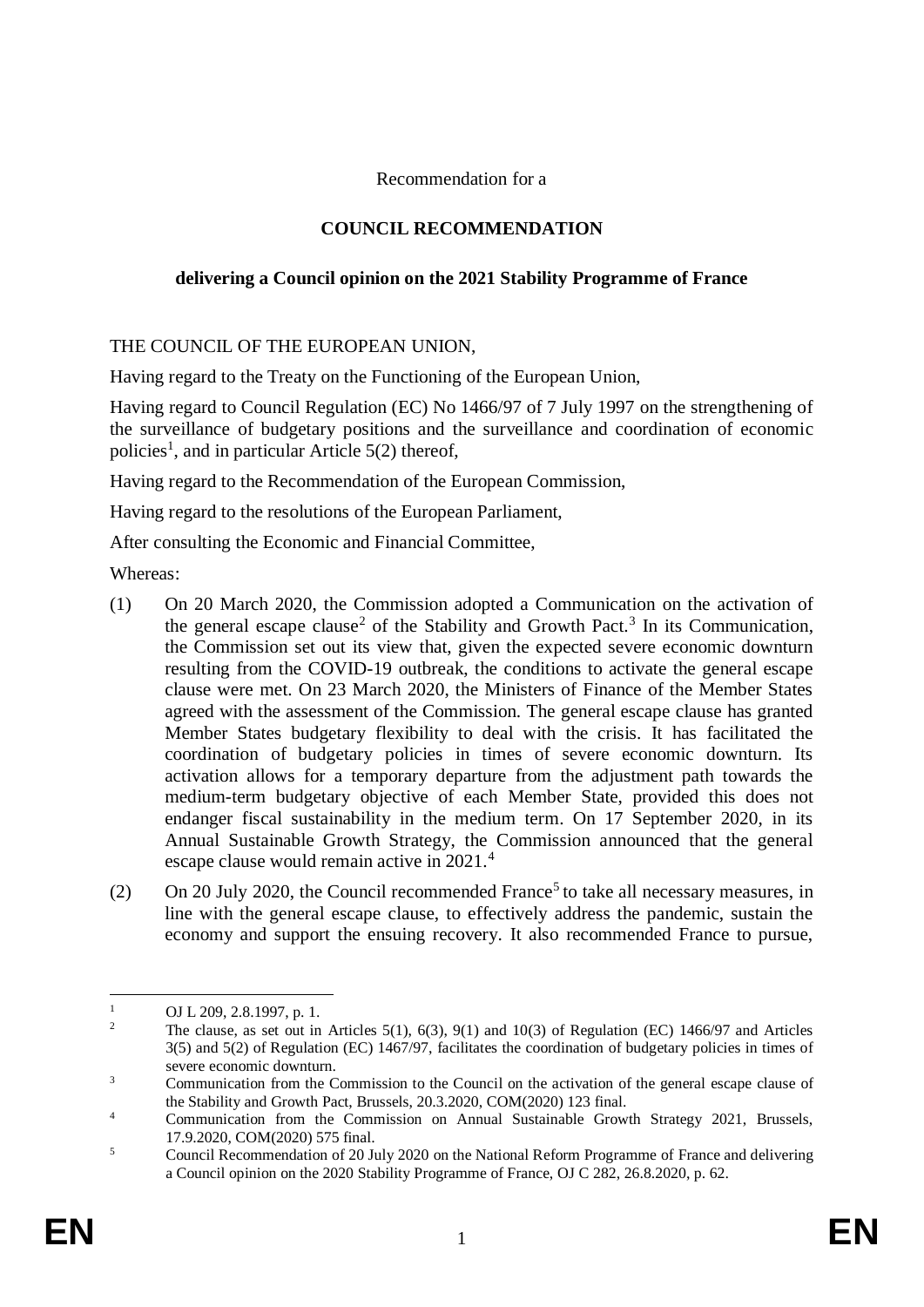Recommendation for a

# COUNCIL RECOMMENDATION

## delivering a Council opinion on the 2021 Stability Programme of France

THE COUNCIL OF THE EUROPEAN UNION,

Having regard to the Treaty on the Functioning of the European Union,

Having regard to Council Regulation (EC) No 1466/97 of 7 July 1997 on the strengthening of the surveillance of budgetary positions and the surveillance and coordination of economic policies[1], and in particular Article 5(2) thereof,

Having regard to the Recommendation of the European Commission,

Having regard to the resolutions of the European Parliament,

After consulting the Economic and Financial Committee,

Whereas:

(1) On 20 March 2020, the Commission adopted a Communication on the activation of the general escape clause[2] of the Stability and Growth Pact.[3] In its Communication, the Commission set out its view that, given the expected severe economic downturn resulting from the COVID-19 outbreak, the conditions to activate the general escape clause were met. On 23 March 2020, the Ministers of Finance of the Member States agreed with the assessment of the Commission. The general escape clause has granted Member States budgetary flexibility to deal with the crisis. It has facilitated the coordination of budgetary policies in times of severe economic downturn. Its activation allows for a temporary departure from the adjustment path towards the medium-term budgetary objective of each Member State, provided this does not endanger fiscal sustainability in the medium term. On 17 September 2020, in its Annual Sustainable Growth Strategy, the Commission announced that the general escape clause would remain active in 2021.[4]

(2) On 20 July 2020, the Council recommended France[5] to take all necessary measures, in line with the general escape clause, to effectively address the pandemic, sustain the economy and support the ensuing recovery. It also recommended France to pursue,

---

[1] OJ L 209, 2.8.1997, p. 1.

[2] The clause, as set out in Articles 5(1), 6(3), 9(1) and 10(3) of Regulation (EC) 1466/97 and Articles 3(5) and 5(2) of Regulation (EC) 1467/97, facilitates the coordination of budgetary policies in times of severe economic downturn.

[3] Communication from the Commission to the Council on the activation of the general escape clause of the Stability and Growth Pact, Brussels, 20.3.2020, COM(2020) 123 final.

[4] Communication from the Commission on Annual Sustainable Growth Strategy 2021, Brussels, 17.9.2020, COM(2020) 575 final.

[5] Council Recommendation of 20 July 2020 on the National Reform Programme of France and delivering a Council opinion on the 2020 Stability Programme of France, OJ C 282, 26.8.2020, p. 62.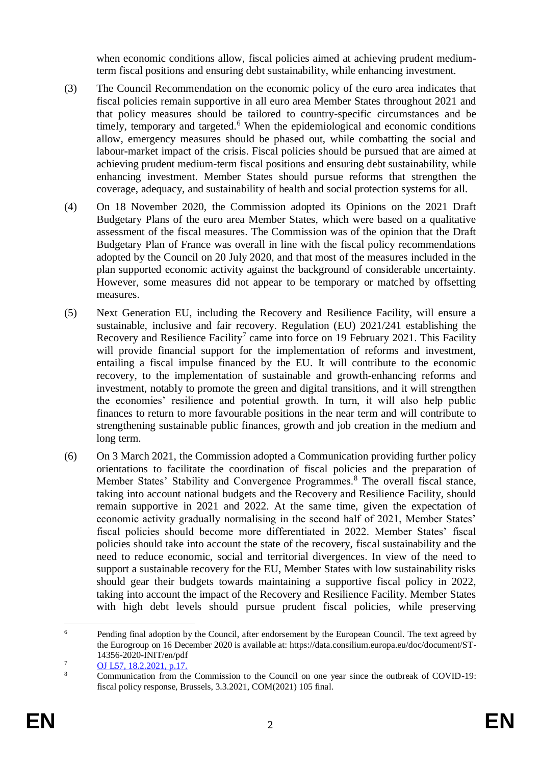when economic conditions allow, fiscal policies aimed at achieving prudent medium-term fiscal positions and ensuring debt sustainability, while enhancing investment.

(3) The Council Recommendation on the economic policy of the euro area indicates that fiscal policies remain supportive in all euro area Member States throughout 2021 and that policy measures should be tailored to country-specific circumstances and be timely, temporary and targeted.[6] When the epidemiological and economic conditions allow, emergency measures should be phased out, while combatting the social and labour-market impact of the crisis. Fiscal policies should be pursued that are aimed at achieving prudent medium-term fiscal positions and ensuring debt sustainability, while enhancing investment. Member States should pursue reforms that strengthen the coverage, adequacy, and sustainability of health and social protection systems for all.

(4) On 18 November 2020, the Commission adopted its Opinions on the 2021 Draft Budgetary Plans of the euro area Member States, which were based on a qualitative assessment of the fiscal measures. The Commission was of the opinion that the Draft Budgetary Plan of France was overall in line with the fiscal policy recommendations adopted by the Council on 20 July 2020, and that most of the measures included in the plan supported economic activity against the background of considerable uncertainty. However, some measures did not appear to be temporary or matched by offsetting measures.

(5) Next Generation EU, including the Recovery and Resilience Facility, will ensure a sustainable, inclusive and fair recovery. Regulation (EU) 2021/241 establishing the Recovery and Resilience Facility[7] came into force on 19 February 2021. This Facility will provide financial support for the implementation of reforms and investment, entailing a fiscal impulse financed by the EU. It will contribute to the economic recovery, to the implementation of sustainable and growth-enhancing reforms and investment, notably to promote the green and digital transitions, and it will strengthen the economies' resilience and potential growth. In turn, it will also help public finances to return to more favourable positions in the near term and will contribute to strengthening sustainable public finances, growth and job creation in the medium and long term.

(6) On 3 March 2021, the Commission adopted a Communication providing further policy orientations to facilitate the coordination of fiscal policies and the preparation of Member States' Stability and Convergence Programmes.[8] The overall fiscal stance, taking into account national budgets and the Recovery and Resilience Facility, should remain supportive in 2021 and 2022. At the same time, given the expectation of economic activity gradually normalising in the second half of 2021, Member States' fiscal policies should become more differentiated in 2022. Member States' fiscal policies should take into account the state of the recovery, fiscal sustainability and the need to reduce economic, social and territorial divergences. In view of the need to support a sustainable recovery for the EU, Member States with low sustainability risks should gear their budgets towards maintaining a supportive fiscal policy in 2022, taking into account the impact of the Recovery and Resilience Facility. Member States with high debt levels should pursue prudent fiscal policies, while preserving

---

[6] Pending final adoption by the Council, after endorsement by the European Council. The text agreed by the Eurogroup on 16 December 2020 is available at: https://data.consilium.europa.eu/doc/document/ST-14356-2020-INIT/en/pdf

[7] OJ L57, 18.2.2021, p.17.

[8] Communication from the Commission to the Council on one year since the outbreak of COVID-19: fiscal policy response, Brussels, 3.3.2021, COM(2021) 105 final.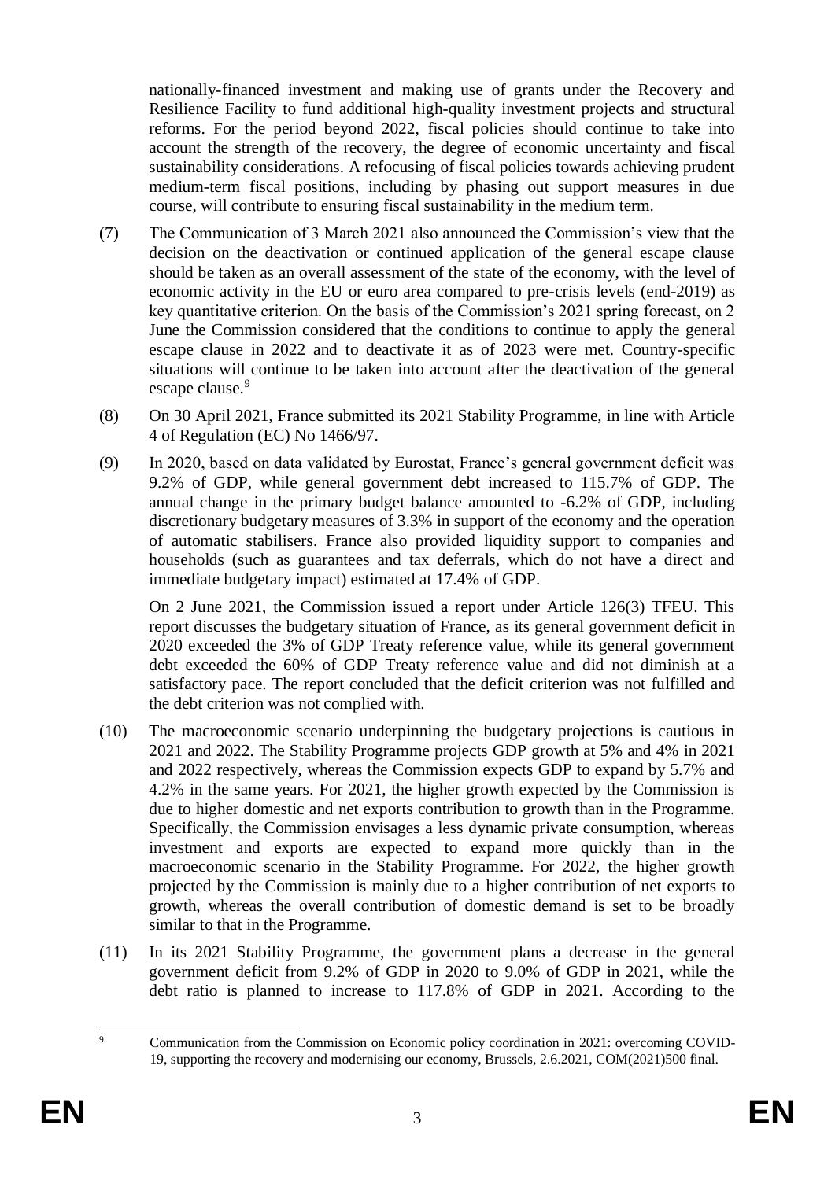nationally-financed investment and making use of grants under the Recovery and Resilience Facility to fund additional high-quality investment projects and structural reforms. For the period beyond 2022, fiscal policies should continue to take into account the strength of the recovery, the degree of economic uncertainty and fiscal sustainability considerations. A refocusing of fiscal policies towards achieving prudent medium-term fiscal positions, including by phasing out support measures in due course, will contribute to ensuring fiscal sustainability in the medium term.

(7) The Communication of 3 March 2021 also announced the Commission's view that the decision on the deactivation or continued application of the general escape clause should be taken as an overall assessment of the state of the economy, with the level of economic activity in the EU or euro area compared to pre-crisis levels (end-2019) as key quantitative criterion. On the basis of the Commission's 2021 spring forecast, on 2 June the Commission considered that the conditions to continue to apply the general escape clause in 2022 and to deactivate it as of 2023 were met. Country-specific situations will continue to be taken into account after the deactivation of the general escape clause.[9]

(8) On 30 April 2021, France submitted its 2021 Stability Programme, in line with Article 4 of Regulation (EC) No 1466/97.

(9) In 2020, based on data validated by Eurostat, France's general government deficit was 9.2% of GDP, while general government debt increased to 115.7% of GDP. The annual change in the primary budget balance amounted to -6.2% of GDP, including discretionary budgetary measures of 3.3% in support of the economy and the operation of automatic stabilisers. France also provided liquidity support to companies and households (such as guarantees and tax deferrals, which do not have a direct and immediate budgetary impact) estimated at 17.4% of GDP.

On 2 June 2021, the Commission issued a report under Article 126(3) TFEU. This report discusses the budgetary situation of France, as its general government deficit in 2020 exceeded the 3% of GDP Treaty reference value, while its general government debt exceeded the 60% of GDP Treaty reference value and did not diminish at a satisfactory pace. The report concluded that the deficit criterion was not fulfilled and the debt criterion was not complied with.

(10) The macroeconomic scenario underpinning the budgetary projections is cautious in 2021 and 2022. The Stability Programme projects GDP growth at 5% and 4% in 2021 and 2022 respectively, whereas the Commission expects GDP to expand by 5.7% and 4.2% in the same years. For 2021, the higher growth expected by the Commission is due to higher domestic and net exports contribution to growth than in the Programme. Specifically, the Commission envisages a less dynamic private consumption, whereas investment and exports are expected to expand more quickly than in the macroeconomic scenario in the Stability Programme. For 2022, the higher growth projected by the Commission is mainly due to a higher contribution of net exports to growth, whereas the overall contribution of domestic demand is set to be broadly similar to that in the Programme.

(11) In its 2021 Stability Programme, the government plans a decrease in the general government deficit from 9.2% of GDP in 2020 to 9.0% of GDP in 2021, while the debt ratio is planned to increase to 117.8% of GDP in 2021. According to the

[9] Communication from the Commission on Economic policy coordination in 2021: overcoming COVID-19, supporting the recovery and modernising our economy, Brussels, 2.6.2021, COM(2021)500 final.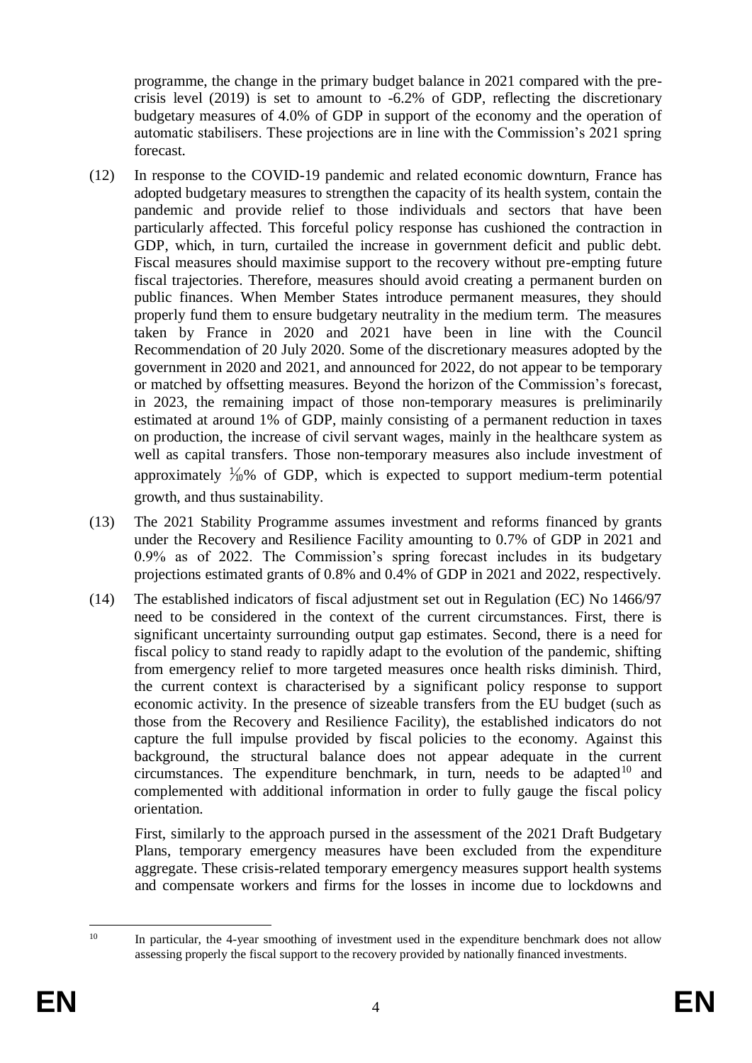programme, the change in the primary budget balance in 2021 compared with the pre-crisis level (2019) is set to amount to -6.2% of GDP, reflecting the discretionary budgetary measures of 4.0% of GDP in support of the economy and the operation of automatic stabilisers. These projections are in line with the Commission's 2021 spring forecast.

(12) In response to the COVID-19 pandemic and related economic downturn, France has adopted budgetary measures to strengthen the capacity of its health system, contain the pandemic and provide relief to those individuals and sectors that have been particularly affected. This forceful policy response has cushioned the contraction in GDP, which, in turn, curtailed the increase in government deficit and public debt. Fiscal measures should maximise support to the recovery without pre-empting future fiscal trajectories. Therefore, measures should avoid creating a permanent burden on public finances. When Member States introduce permanent measures, they should properly fund them to ensure budgetary neutrality in the medium term. The measures taken by France in 2020 and 2021 have been in line with the Council Recommendation of 20 July 2020. Some of the discretionary measures adopted by the government in 2020 and 2021, and announced for 2022, do not appear to be temporary or matched by offsetting measures. Beyond the horizon of the Commission's forecast, in 2023, the remaining impact of those non-temporary measures is preliminarily estimated at around 1% of GDP, mainly consisting of a permanent reduction in taxes on production, the increase of civil servant wages, mainly in the healthcare system as well as capital transfers. Those non-temporary measures also include investment of approximately ⅒% of GDP, which is expected to support medium-term potential growth, and thus sustainability.

(13) The 2021 Stability Programme assumes investment and reforms financed by grants under the Recovery and Resilience Facility amounting to 0.7% of GDP in 2021 and 0.9% as of 2022. The Commission's spring forecast includes in its budgetary projections estimated grants of 0.8% and 0.4% of GDP in 2021 and 2022, respectively.

(14) The established indicators of fiscal adjustment set out in Regulation (EC) No 1466/97 need to be considered in the context of the current circumstances. First, there is significant uncertainty surrounding output gap estimates. Second, there is a need for fiscal policy to stand ready to rapidly adapt to the evolution of the pandemic, shifting from emergency relief to more targeted measures once health risks diminish. Third, the current context is characterised by a significant policy response to support economic activity. In the presence of sizeable transfers from the EU budget (such as those from the Recovery and Resilience Facility), the established indicators do not capture the full impulse provided by fiscal policies to the economy. Against this background, the structural balance does not appear adequate in the current circumstances. The expenditure benchmark, in turn, needs to be adapted[10] and complemented with additional information in order to fully gauge the fiscal policy orientation.

First, similarly to the approach pursed in the assessment of the 2021 Draft Budgetary Plans, temporary emergency measures have been excluded from the expenditure aggregate. These crisis-related temporary emergency measures support health systems and compensate workers and firms for the losses in income due to lockdowns and

[10] In particular, the 4-year smoothing of investment used in the expenditure benchmark does not allow assessing properly the fiscal support to the recovery provided by nationally financed investments.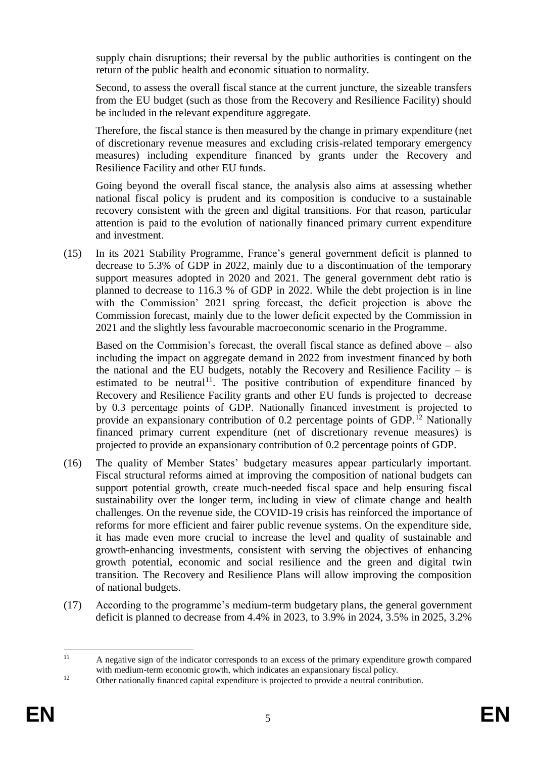supply chain disruptions; their reversal by the public authorities is contingent on the return of the public health and economic situation to normality.

Second, to assess the overall fiscal stance at the current juncture, the sizeable transfers from the EU budget (such as those from the Recovery and Resilience Facility) should be included in the relevant expenditure aggregate.

Therefore, the fiscal stance is then measured by the change in primary expenditure (net of discretionary revenue measures and excluding crisis-related temporary emergency measures) including expenditure financed by grants under the Recovery and Resilience Facility and other EU funds.

Going beyond the overall fiscal stance, the analysis also aims at assessing whether national fiscal policy is prudent and its composition is conducive to a sustainable recovery consistent with the green and digital transitions. For that reason, particular attention is paid to the evolution of nationally financed primary current expenditure and investment.

(15) In its 2021 Stability Programme, France's general government deficit is planned to decrease to 5.3% of GDP in 2022, mainly due to a discontinuation of the temporary support measures adopted in 2020 and 2021. The general government debt ratio is planned to decrease to 116.3 % of GDP in 2022. While the debt projection is in line with the Commission' 2021 spring forecast, the deficit projection is above the Commission forecast, mainly due to the lower deficit expected by the Commission in 2021 and the slightly less favourable macroeconomic scenario in the Programme.

Based on the Commision's forecast, the overall fiscal stance as defined above – also including the impact on aggregate demand in 2022 from investment financed by both the national and the EU budgets, notably the Recovery and Resilience Facility – is estimated to be neutral[11]. The positive contribution of expenditure financed by Recovery and Resilience Facility grants and other EU funds is projected to decrease by 0.3 percentage points of GDP. Nationally financed investment is projected to provide an expansionary contribution of 0.2 percentage points of GDP.[12] Nationally financed primary current expenditure (net of discretionary revenue measures) is projected to provide an expansionary contribution of 0.2 percentage points of GDP.

(16) The quality of Member States' budgetary measures appear particularly important. Fiscal structural reforms aimed at improving the composition of national budgets can support potential growth, create much-needed fiscal space and help ensuring fiscal sustainability over the longer term, including in view of climate change and health challenges. On the revenue side, the COVID-19 crisis has reinforced the importance of reforms for more efficient and fairer public revenue systems. On the expenditure side, it has made even more crucial to increase the level and quality of sustainable and growth-enhancing investments, consistent with serving the objectives of enhancing growth potential, economic and social resilience and the green and digital twin transition. The Recovery and Resilience Plans will allow improving the composition of national budgets.

(17) According to the programme's medium-term budgetary plans, the general government deficit is planned to decrease from 4.4% in 2023, to 3.9% in 2024, 3.5% in 2025, 3.2%

---

[11] A negative sign of the indicator corresponds to an excess of the primary expenditure growth compared with medium-term economic growth, which indicates an expansionary fiscal policy.

[12] Other nationally financed capital expenditure is projected to provide a neutral contribution.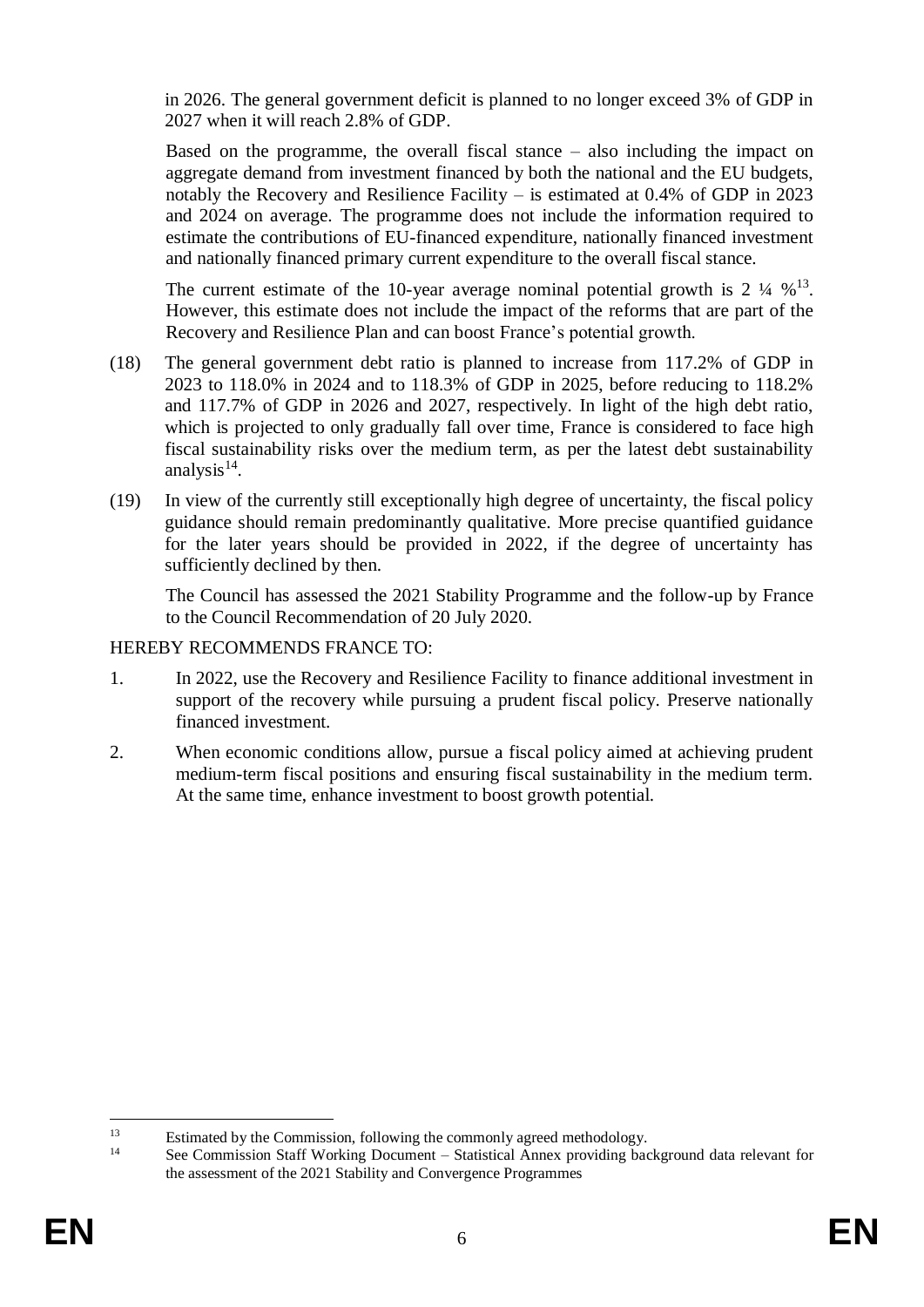in 2026. The general government deficit is planned to no longer exceed 3% of GDP in 2027 when it will reach 2.8% of GDP.

Based on the programme, the overall fiscal stance – also including the impact on aggregate demand from investment financed by both the national and the EU budgets, notably the Recovery and Resilience Facility – is estimated at 0.4% of GDP in 2023 and 2024 on average. The programme does not include the information required to estimate the contributions of EU-financed expenditure, nationally financed investment and nationally financed primary current expenditure to the overall fiscal stance.

The current estimate of the 10-year average nominal potential growth is 2 ¼ %[13]. However, this estimate does not include the impact of the reforms that are part of the Recovery and Resilience Plan and can boost France's potential growth.

(18) The general government debt ratio is planned to increase from 117.2% of GDP in 2023 to 118.0% in 2024 and to 118.3% of GDP in 2025, before reducing to 118.2% and 117.7% of GDP in 2026 and 2027, respectively. In light of the high debt ratio, which is projected to only gradually fall over time, France is considered to face high fiscal sustainability risks over the medium term, as per the latest debt sustainability analysis[14].

(19) In view of the currently still exceptionally high degree of uncertainty, the fiscal policy guidance should remain predominantly qualitative. More precise quantified guidance for the later years should be provided in 2022, if the degree of uncertainty has sufficiently declined by then.

The Council has assessed the 2021 Stability Programme and the follow-up by France to the Council Recommendation of 20 July 2020.

HEREBY RECOMMENDS FRANCE TO:

1. In 2022, use the Recovery and Resilience Facility to finance additional investment in support of the recovery while pursuing a prudent fiscal policy. Preserve nationally financed investment.

2. When economic conditions allow, pursue a fiscal policy aimed at achieving prudent medium-term fiscal positions and ensuring fiscal sustainability in the medium term. At the same time, enhance investment to boost growth potential.

---

[13] Estimated by the Commission, following the commonly agreed methodology.

[14] See Commission Staff Working Document – Statistical Annex providing background data relevant for the assessment of the 2021 Stability and Convergence Programmes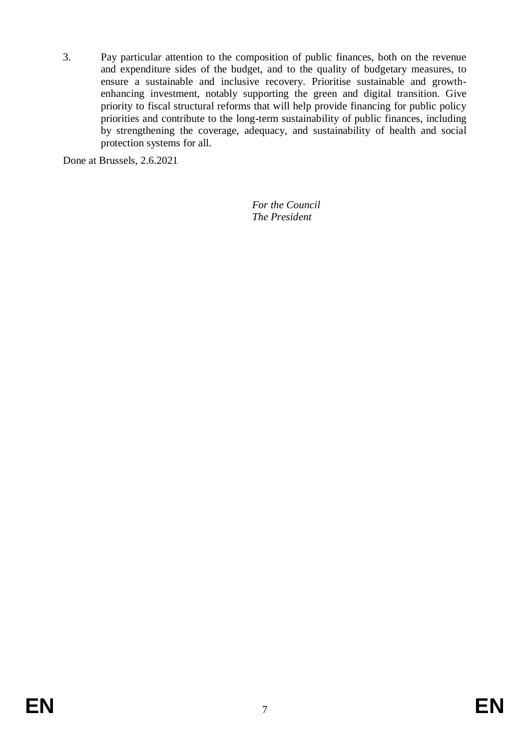3. Pay particular attention to the composition of public finances, both on the revenue and expenditure sides of the budget, and to the quality of budgetary measures, to ensure a sustainable and inclusive recovery. Prioritise sustainable and growth-enhancing investment, notably supporting the green and digital transition. Give priority to fiscal structural reforms that will help provide financing for public policy priorities and contribute to the long-term sustainability of public finances, including by strengthening the coverage, adequacy, and sustainability of health and social protection systems for all.

Done at Brussels, 2.6.2021

*For the Council*
*The President*